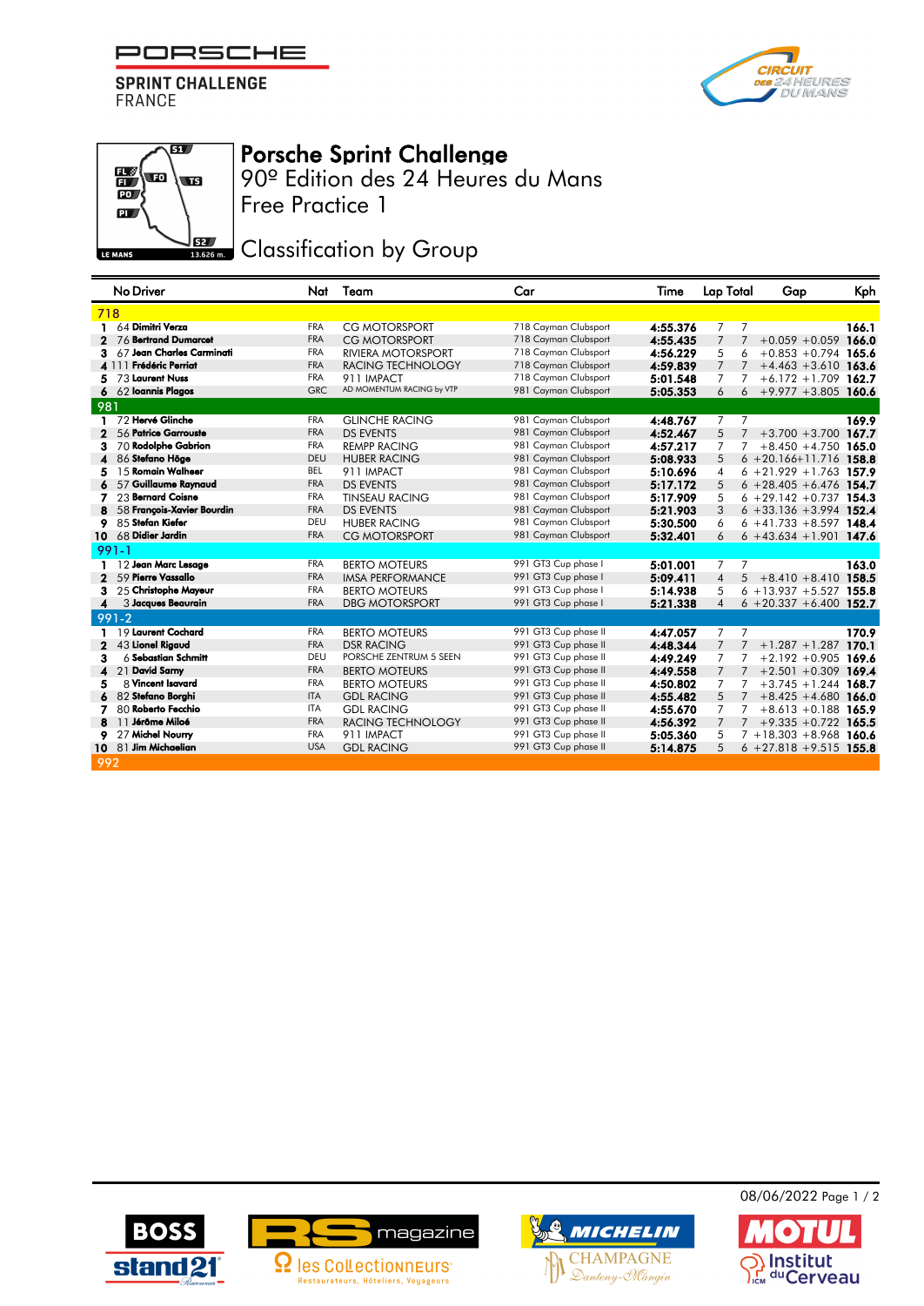PORSCHE SPRINT CHALLENGE FRANCE

# Porsche Sprint Challenge

## 90º Edition des 24 Heures du Mans

## Free Practice 1

## Classification by Group

| | No | Driver | Nat | Team | Car | Time | Lap | Total | Gap | | Kph |
|---|---|---|---|---|---|---|---|---|---|---|---|
| **718** | | | | | | | | | | | |
| 1 | 64 | **Dimitri Verza** | FRA | CG MOTORSPORT | 718 Cayman Clubsport | **4:55.376** | 7 | 7 | | | **166.1** |
| 2 | 76 | **Bertrand Dumarcet** | FRA | CG MOTORSPORT | 718 Cayman Clubsport | **4:55.435** | 7 | 7 | +0.059 | +0.059 | **166.0** |
| 3 | 67 | **Jean Charles Carminati** | FRA | RIVIERA MOTORSPORT | 718 Cayman Clubsport | **4:56.229** | 5 | 6 | +0.853 | +0.794 | **165.6** |
| 4 | 111 | **Frédéric Perriat** | FRA | RACING TECHNOLOGY | 718 Cayman Clubsport | **4:59.839** | 7 | 7 | +4.463 | +3.610 | **163.6** |
| 5 | 73 | **Laurent Nuss** | FRA | 911 IMPACT | 718 Cayman Clubsport | **5:01.548** | 7 | 7 | +6.172 | +1.709 | **162.7** |
| 6 | 62 | **Ioannis Plagos** | GRC | AD MOMENTUM RACING by VTP | 981 Cayman Clubsport | **5:05.353** | 6 | 6 | +9.977 | +3.805 | **160.6** |
| **981** | | | | | | | | | | | |
| 1 | 72 | **Hervé Glinche** | FRA | GLINCHE RACING | 981 Cayman Clubsport | **4:48.767** | 7 | 7 | | | **169.9** |
| 2 | 56 | **Patrice Garrouste** | FRA | DS EVENTS | 981 Cayman Clubsport | **4:52.467** | 5 | 7 | +3.700 | +3.700 | **167.7** |
| 3 | 70 | **Rodolphe Gabrion** | FRA | REMPP RACING | 981 Cayman Clubsport | **4:57.217** | 7 | 7 | +8.450 | +4.750 | **165.0** |
| 4 | 86 | **Stefano Höge** | DEU | HUBER RACING | 981 Cayman Clubsport | **5:08.933** | 5 | 6 | +20.166 | +11.716 | **158.8** |
| 5 | 15 | **Romain Walheer** | BEL | 911 IMPACT | 981 Cayman Clubsport | **5:10.696** | 4 | 6 | +21.929 | +1.763 | **157.9** |
| 6 | 57 | **Guillaume Raynaud** | FRA | DS EVENTS | 981 Cayman Clubsport | **5:17.172** | 5 | 6 | +28.405 | +6.476 | **154.7** |
| 7 | 23 | **Bernard Coisne** | FRA | TINSEAU RACING | 981 Cayman Clubsport | **5:17.909** | 5 | 6 | +29.142 | +0.737 | **154.3** |
| 8 | 58 | **François-Xavier Bourdin** | FRA | DS EVENTS | 981 Cayman Clubsport | **5:21.903** | 3 | 6 | +33.136 | +3.994 | **152.4** |
| 9 | 85 | **Stefan Kiefer** | DEU | HUBER RACING | 981 Cayman Clubsport | **5:30.500** | 6 | 6 | +41.733 | +8.597 | **148.4** |
| 10 | 68 | **Didier Jardin** | FRA | CG MOTORSPORT | 981 Cayman Clubsport | **5:32.401** | 6 | 6 | +43.634 | +1.901 | **147.6** |
| **991-1** | | | | | | | | | | | |
| 1 | 12 | **Jean Marc Lesage** | FRA | BERTO MOTEURS | 991 GT3 Cup phase I | **5:01.001** | 7 | 7 | | | **163.0** |
| 2 | 59 | **Pierre Vassallo** | FRA | IMSA PERFORMANCE | 991 GT3 Cup phase I | **5:09.411** | 4 | 5 | +8.410 | +8.410 | **158.5** |
| 3 | 25 | **Christophe Mayeur** | FRA | BERTO MOTEURS | 991 GT3 Cup phase I | **5:14.938** | 5 | 6 | +13.937 | +5.527 | **155.8** |
| 4 | 3 | **Jacques Beaurain** | FRA | DBG MOTORSPORT | 991 GT3 Cup phase I | **5:21.338** | 4 | 6 | +20.337 | +6.400 | **152.7** |
| **991-2** | | | | | | | | | | | |
| 1 | 19 | **Laurent Cochard** | FRA | BERTO MOTEURS | 991 GT3 Cup phase II | **4:47.057** | 7 | 7 | | | **170.9** |
| 2 | 43 | **Lionel Rigaud** | FRA | DSR RACING | 991 GT3 Cup phase II | **4:48.344** | 7 | 7 | +1.287 | +1.287 | **170.1** |
| 3 | 6 | **Sebastian Schmitt** | DEU | PORSCHE ZENTRUM 5 SEEN | 991 GT3 Cup phase II | **4:49.249** | 7 | 7 | +2.192 | +0.905 | **169.6** |
| 4 | 21 | **David Sarny** | FRA | BERTO MOTEURS | 991 GT3 Cup phase II | **4:49.558** | 7 | 7 | +2.501 | +0.309 | **169.4** |
| 5 | 8 | **Vincent Isavard** | FRA | BERTO MOTEURS | 991 GT3 Cup phase II | **4:50.802** | 7 | 7 | +3.745 | +1.244 | **168.7** |
| 6 | 82 | **Stefano Borghi** | ITA | GDL RACING | 991 GT3 Cup phase II | **4:55.482** | 5 | 7 | +8.425 | +4.680 | **166.0** |
| 7 | 80 | **Roberto Fecchio** | ITA | GDL RACING | 991 GT3 Cup phase II | **4:55.670** | 7 | 7 | +8.613 | +0.188 | **165.9** |
| 8 | 11 | **Jérôme Miloé** | FRA | RACING TECHNOLOGY | 991 GT3 Cup phase II | **4:56.392** | 7 | 7 | +9.335 | +0.722 | **165.5** |
| 9 | 27 | **Michel Nourry** | FRA | 911 IMPACT | 991 GT3 Cup phase II | **5:05.360** | 5 | 7 | +18.303 | +8.968 | **160.6** |
| 10 | 81 | **Jim Michaelian** | USA | GDL RACING | 991 GT3 Cup phase II | **5:14.875** | 5 | 6 | +27.818 | +9.515 | **155.8** |
| **992** | | | | | | | | | | | |

08/06/2022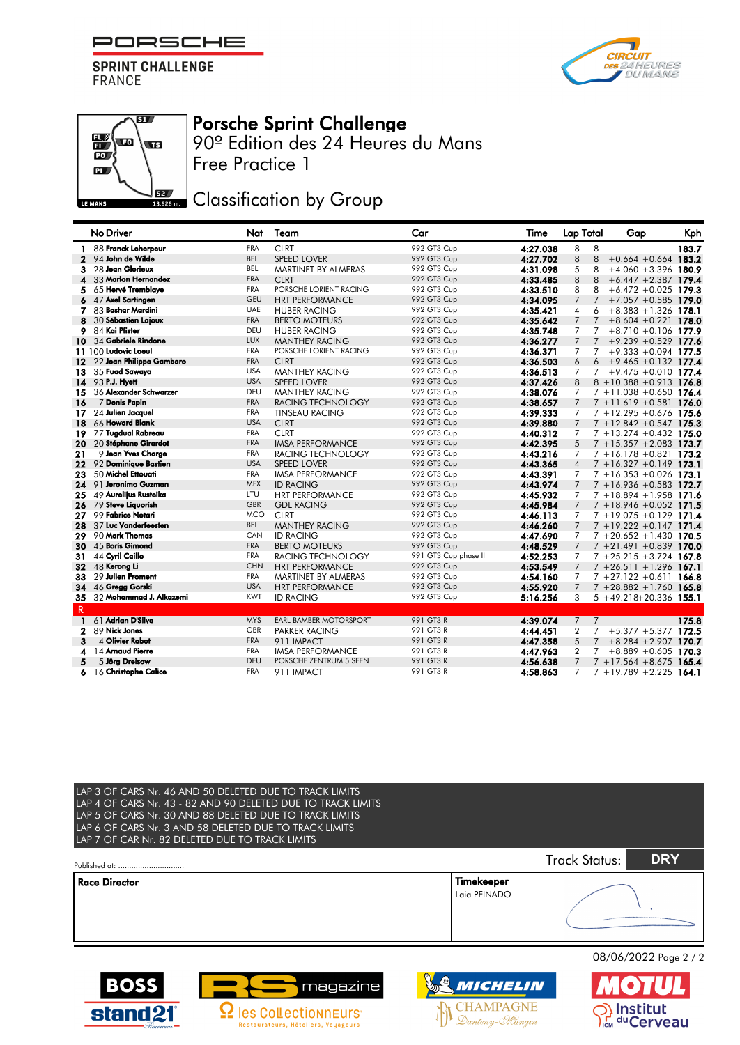PORSCHE

SPRINT CHALLENGE
FRANCE

# Porsche Sprint Challenge

## 90º Edition des 24 Heures du Mans

## Free Practice 1

## Classification by Group

| | No | Driver | Nat | Team | Car | Time | Lap | Total | Gap | | Kph |
|---|---|---|---|---|---|---|---|---|---|---|---|
| 1 | 88 | Franck Leherpeur | FRA | CLRT | 992 GT3 Cup | 4:27.038 | 8 | 8 | | | 183.7 |
| 2 | 94 | John de Wilde | BEL | SPEED LOVER | 992 GT3 Cup | 4:27.702 | 8 | 8 | +0.664 | +0.664 | 183.2 |
| 3 | 28 | Jean Glorieux | BEL | MARTINET BY ALMERAS | 992 GT3 Cup | 4:31.098 | 5 | 8 | +4.060 | +3.396 | 180.9 |
| 4 | 33 | Marlon Hernandez | FRA | CLRT | 992 GT3 Cup | 4:33.485 | 8 | 8 | +6.447 | +2.387 | 179.4 |
| 5 | 65 | Hervé Tremblaye | FRA | PORSCHE LORIENT RACING | 992 GT3 Cup | 4:33.510 | 8 | 8 | +6.472 | +0.025 | 179.3 |
| 6 | 47 | Axel Sartingen | GEU | HRT PERFORMANCE | 992 GT3 Cup | 4:34.095 | 7 | 7 | +7.057 | +0.585 | 179.0 |
| 7 | 83 | Bashar Mardini | UAE | HUBER RACING | 992 GT3 Cup | 4:35.421 | 4 | 6 | +8.383 | +1.326 | 178.1 |
| 8 | 30 | Sébastien Lajoux | FRA | BERTO MOTEURS | 992 GT3 Cup | 4:35.642 | 7 | 7 | +8.604 | +0.221 | 178.0 |
| 9 | 84 | Kai Pfister | DEU | HUBER RACING | 992 GT3 Cup | 4:35.748 | 7 | 7 | +8.710 | +0.106 | 177.9 |
| 10 | 34 | Gabriele Rindone | LUX | MANTHEY RACING | 992 GT3 Cup | 4:36.277 | 7 | 7 | +9.239 | +0.529 | 177.6 |
| 11 | 100 | Ludovic Loeul | FRA | PORSCHE LORIENT RACING | 992 GT3 Cup | 4:36.371 | 7 | 7 | +9.333 | +0.094 | 177.5 |
| 12 | 22 | Jean Philippe Gambaro | FRA | CLRT | 992 GT3 Cup | 4:36.503 | 6 | 6 | +9.465 | +0.132 | 177.4 |
| 13 | 35 | Fuad Sawaya | USA | MANTHEY RACING | 992 GT3 Cup | 4:36.513 | 7 | 7 | +9.475 | +0.010 | 177.4 |
| 14 | 93 | P.J. Hyett | USA | SPEED LOVER | 992 GT3 Cup | 4:37.426 | 8 | 8 | +10.388 | +0.913 | 176.8 |
| 15 | 36 | Alexander Schwarzer | DEU | MANTHEY RACING | 992 GT3 Cup | 4:38.076 | 7 | 7 | +11.038 | +0.650 | 176.4 |
| 16 | 7 | Denis Papin | FRA | RACING TECHNOLOGY | 992 GT3 Cup | 4:38.657 | 7 | 7 | +11.619 | +0.581 | 176.0 |
| 17 | 24 | Julien Jacquel | FRA | TINSEAU RACING | 992 GT3 Cup | 4:39.333 | 7 | 7 | +12.295 | +0.676 | 175.6 |
| 18 | 66 | Howard Blank | USA | CLRT | 992 GT3 Cup | 4:39.880 | 7 | 7 | +12.842 | +0.547 | 175.3 |
| 19 | 77 | Tugdual Rabreau | FRA | CLRT | 992 GT3 Cup | 4:40.312 | 7 | 7 | +13.274 | +0.432 | 175.0 |
| 20 | 20 | Stéphane Girardot | FRA | IMSA PERFORMANCE | 992 GT3 Cup | 4:42.395 | 5 | 7 | +15.357 | +2.083 | 173.7 |
| 21 | 9 | Jean Yves Charge | FRA | RACING TECHNOLOGY | 992 GT3 Cup | 4:43.216 | 7 | 7 | +16.178 | +0.821 | 173.2 |
| 22 | 92 | Dominique Bastien | USA | SPEED LOVER | 992 GT3 Cup | 4:43.365 | 4 | 7 | +16.327 | +0.149 | 173.1 |
| 23 | 50 | Michel Ettouati | FRA | IMSA PERFORMANCE | 992 GT3 Cup | 4:43.391 | 7 | 7 | +16.353 | +0.026 | 173.1 |
| 24 | 91 | Jeronimo Guzman | MEX | ID RACING | 992 GT3 Cup | 4:43.974 | 7 | 7 | +16.936 | +0.583 | 172.7 |
| 25 | 49 | Aurelijus Rusteika | LTU | HRT PERFORMANCE | 992 GT3 Cup | 4:45.932 | 7 | 7 | +18.894 | +1.958 | 171.6 |
| 26 | 79 | Steve Liquorish | GBR | GDL RACING | 992 GT3 Cup | 4:45.984 | 7 | 7 | +18.946 | +0.052 | 171.5 |
| 27 | 99 | Fabrice Notari | MCO | CLRT | 992 GT3 Cup | 4:46.113 | 7 | 7 | +19.075 | +0.129 | 171.4 |
| 28 | 37 | Luc Vanderfeesten | BEL | MANTHEY RACING | 992 GT3 Cup | 4:46.260 | 7 | 7 | +19.222 | +0.147 | 171.4 |
| 29 | 90 | Mark Thomas | CAN | ID RACING | 992 GT3 Cup | 4:47.690 | 7 | 7 | +20.652 | +1.430 | 170.5 |
| 30 | 45 | Boris Gimond | FRA | BERTO MOTEURS | 992 GT3 Cup | 4:48.529 | 7 | 7 | +21.491 | +0.839 | 170.0 |
| 31 | 44 | Cyril Caillo | FRA | RACING TECHNOLOGY | 991 GT3 Cup phase II | 4:52.253 | 7 | 7 | +25.215 | +3.724 | 167.8 |
| 32 | 48 | Kerong Li | CHN | HRT PERFORMANCE | 992 GT3 Cup | 4:53.549 | 7 | 7 | +26.511 | +1.296 | 167.1 |
| 33 | 29 | Julien Froment | FRA | MARTINET BY ALMERAS | 992 GT3 Cup | 4:54.160 | 7 | 7 | +27.122 | +0.611 | 166.8 |
| 34 | 46 | Gregg Gorski | USA | HRT PERFORMANCE | 992 GT3 Cup | 4:55.920 | 7 | 7 | +28.882 | +1.760 | 165.8 |
| 35 | 32 | Mohammad J. Alkazemi | KWT | ID RACING | 992 GT3 Cup | 5:16.256 | 3 | 5 | +49.218 | +20.336 | 155.1 |
| **R** | | | | | | | | | | | |
| 1 | 61 | Adrian D'Silva | MYS | EARL BAMBER MOTORSPORT | 991 GT3 R | 4:39.074 | 7 | 7 | | | 175.8 |
| 2 | 89 | Nick Jones | GBR | PARKER RACING | 991 GT3 R | 4:44.451 | 2 | 7 | +5.377 | +5.377 | 172.5 |
| 3 | 4 | Olivier Rabot | FRA | 911 IMPACT | 991 GT3 R | 4:47.358 | 5 | 7 | +8.284 | +2.907 | 170.7 |
| 4 | 14 | Arnaud Pierre | FRA | IMSA PERFORMANCE | 991 GT3 R | 4:47.963 | 2 | 7 | +8.889 | +0.605 | 170.3 |
| 5 | 5 | Jörg Dreisow | DEU | PORSCHE ZENTRUM 5 SEEN | 991 GT3 R | 4:56.638 | 7 | 7 | +17.564 | +8.675 | 165.4 |
| 6 | 16 | Christophe Calice | FRA | 911 IMPACT | 991 GT3 R | 4:58.863 | 7 | 7 | +19.789 | +2.225 | 164.1 |

LAP 3 OF CARS Nr. 46 AND 50 DELETED DUE TO TRACK LIMITS
LAP 4 OF CARS Nr. 43 - 82 AND 90 DELETED DUE TO TRACK LIMITS
LAP 5 OF CARS Nr. 30 AND 88 DELETED DUE TO TRACK LIMITS
LAP 6 OF CARS Nr. 3 AND 58 DELETED DUE TO TRACK LIMITS
LAP 7 OF CAR Nr. 82 DELETED DUE TO TRACK LIMITS

Published at: ..............................

Track Status: **DRY**

| Race Director | Timekeeper Loïc PEINADO |
|---|---|

08/06/2022